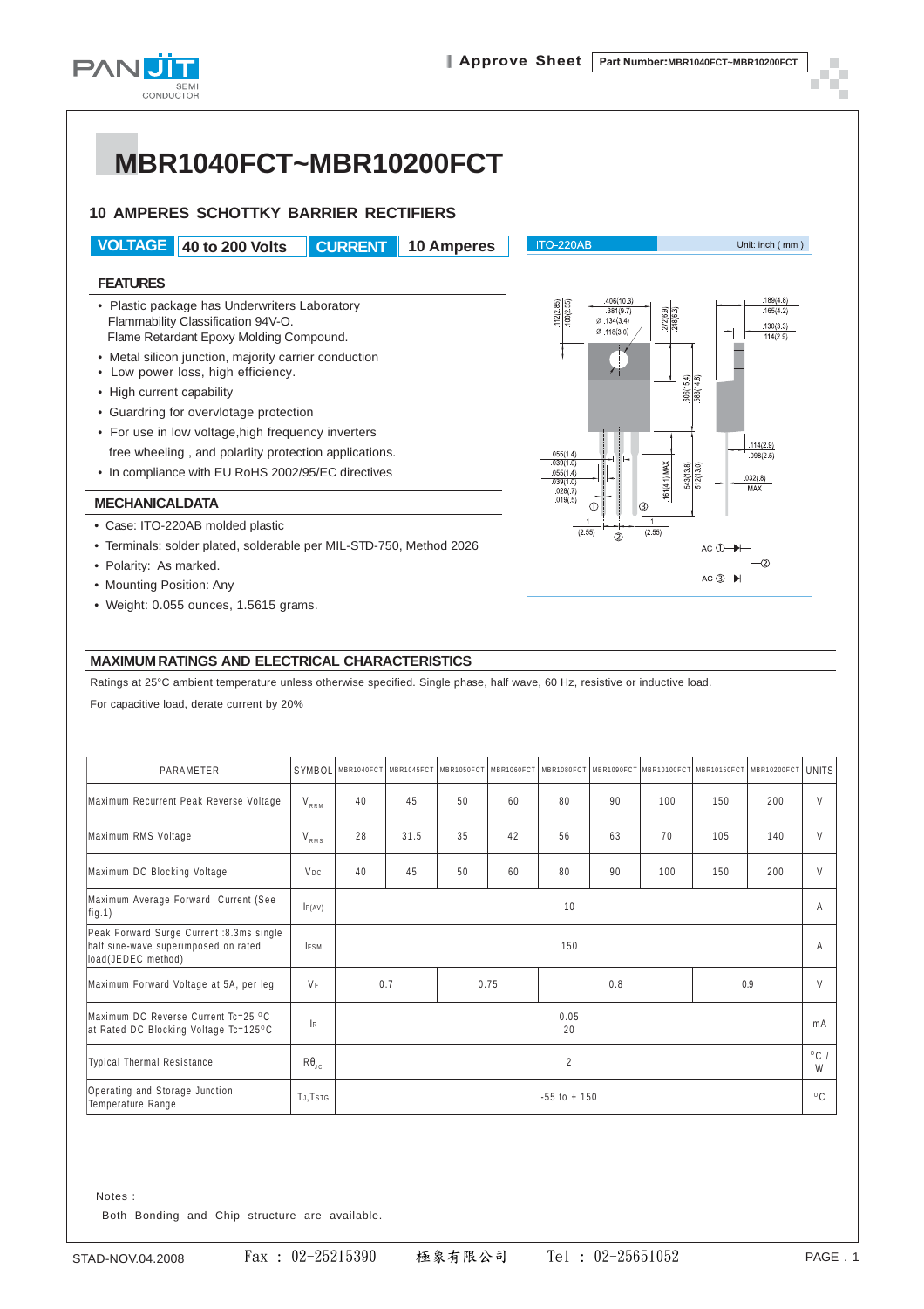# MBR1040FCT~MBR10200FCT

## 10 AMPERES SCHOTTKY BARRIER RECTIFIERS

**VOLTAGE** 40 to 200 Volts **CURRENT** 10 Amperes

ITO-220AB Unit: inch ( mm )

### FEATURES

- Plastic package has Underwriters Laboratory Flammability Classification 94V-O. Flame Retardant Epoxy Molding Compound.
- Metal silicon junction, majority carrier conduction
- Low power loss, high efficiency.
- High current capability
- Guardring for overvlotage protection
- For use in low voltage,high frequency inverters free wheeling , and polarity protection applications.
- In compliance with EU RoHS 2002/95/EC directives

### MECHANICALDATA

- Case: ITO-220AB molded plastic
- Terminals: solder plated, solderable per MIL-STD-750, Method 2026
- Polarity: As marked.
- Mounting Position: Any
- Weight: 0.055 ounces, 1.5615 grams.

### MAXIMUM RATINGS AND ELECTRICAL CHARACTERISTICS

Ratings at 25°C ambient temperature unless otherwise specified. Single phase, half wave, 60 Hz, resistive or inductive load.

For capacitive load, derate current by 20%

| PARAMETER | SYMBOL | MBR1040FCT | MBR1045FCT | MBR1050FCT | MBR1060FCT | MBR1080FCT | MBR1090FCT | MBR10100FCT | MBR10150FCT | MBR10200FCT | UNITS |
|---|---|---|---|---|---|---|---|---|---|---|---|
| Maximum Recurrent Peak Reverse Voltage | $V_{RRM}$ | 40 | 45 | 50 | 60 | 80 | 90 | 100 | 150 | 200 | V |
| Maximum RMS Voltage | $V_{RMS}$ | 28 | 31.5 | 35 | 42 | 56 | 63 | 70 | 105 | 140 | V |
| Maximum DC Blocking Voltage | $V_{DC}$ | 40 | 45 | 50 | 60 | 80 | 90 | 100 | 150 | 200 | V |
| Maximum Average Forward Current (See fig.1) | $I_{F(AV)}$ | 10 | | | | | | | | | A |
| Peak Forward Surge Current :8.3ms single half sine-wave superimposed on rated load(JEDEC method) | $I_{FSM}$ | 150 | | | | | | | | | A |
| Maximum Forward Voltage at 5A, per leg | $V_F$ | 0.7 | | 0.75 | | 0.8 | | | 0.9 | | V |
| Maximum DC Reverse Current Tc=25 °C at Rated DC Blocking Voltage Tc=125°C | $I_R$ | 0.05 / 20 | | | | | | | | | mA |
| Typical Thermal Resistance | $R\theta_{JC}$ | 2 | | | | | | | | | °C / W |
| Operating and Storage Junction Temperature Range | $T_J, T_{STG}$ | -55 to + 150 | | | | | | | | | °C |

Notes :

Both Bonding and Chip structure are available.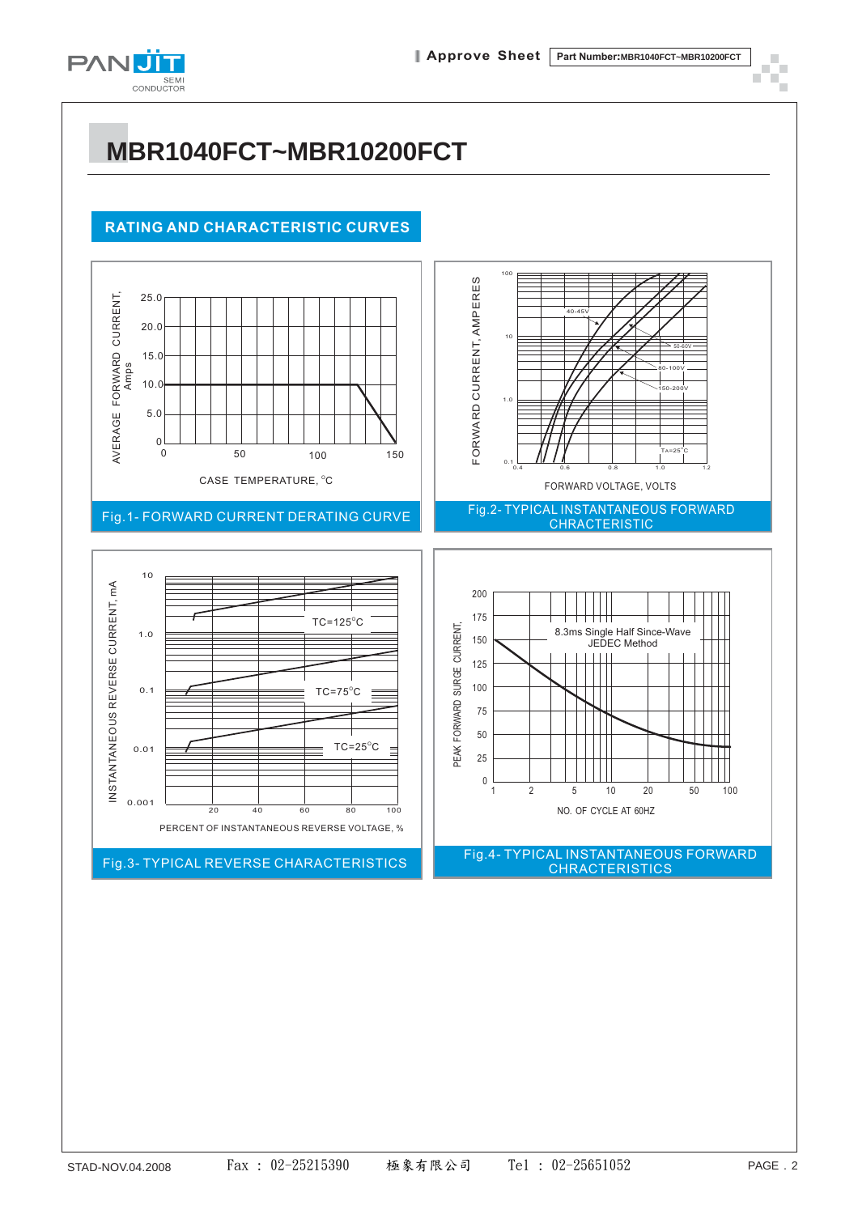# MBR1040FCT~MBR10200FCT

## RATING AND CHARACTERISTIC CURVES

AVERAGE FORWARD CURRENT, Amps

25.0
20.0
15.0
10.0
5.0
0

0
50
100
150

CASE TEMPERATURE, °C

Fig.1- FORWARD CURRENT DERATING CURVE

FORWARD CURRENT, AMPERES

100
10
1.0
0.1

40-45V
50-60V
80-100V
150-200V
TA=25°C

0.4
0.6
0.8
1.0
1.2

FORWARD VOLTAGE, VOLTS

Fig.2- TYPICAL INSTANTANEOUS FORWARD CHARACTERISTIC

INSTANTANEOUS REVERSE CURRENT, mA

10
1.0
0.1
0.01
0.001

TC=125°C
TC=75°C
TC=25°C

20
40
60
80
100

PERCENT OF INSTANTANEOUS REVERSE VOLTAGE, %

Fig.3- TYPICAL REVERSE CHARACTERISTICS

PEAK FORWARD SURGE CURRENT,

200
175
150
125
100
75
50
25
0

8.3ms Single Half Since-Wave
JEDEC Method

1
2
5
10
20
50
100

NO. OF CYCLE AT 60HZ

Fig.4- TYPICAL INSTANTANEOUS FORWARD CHRACTERISTICS

STAD-NOV.04.2008　Fax : 02-25215390　極象有限公司　Tel : 02-25651052